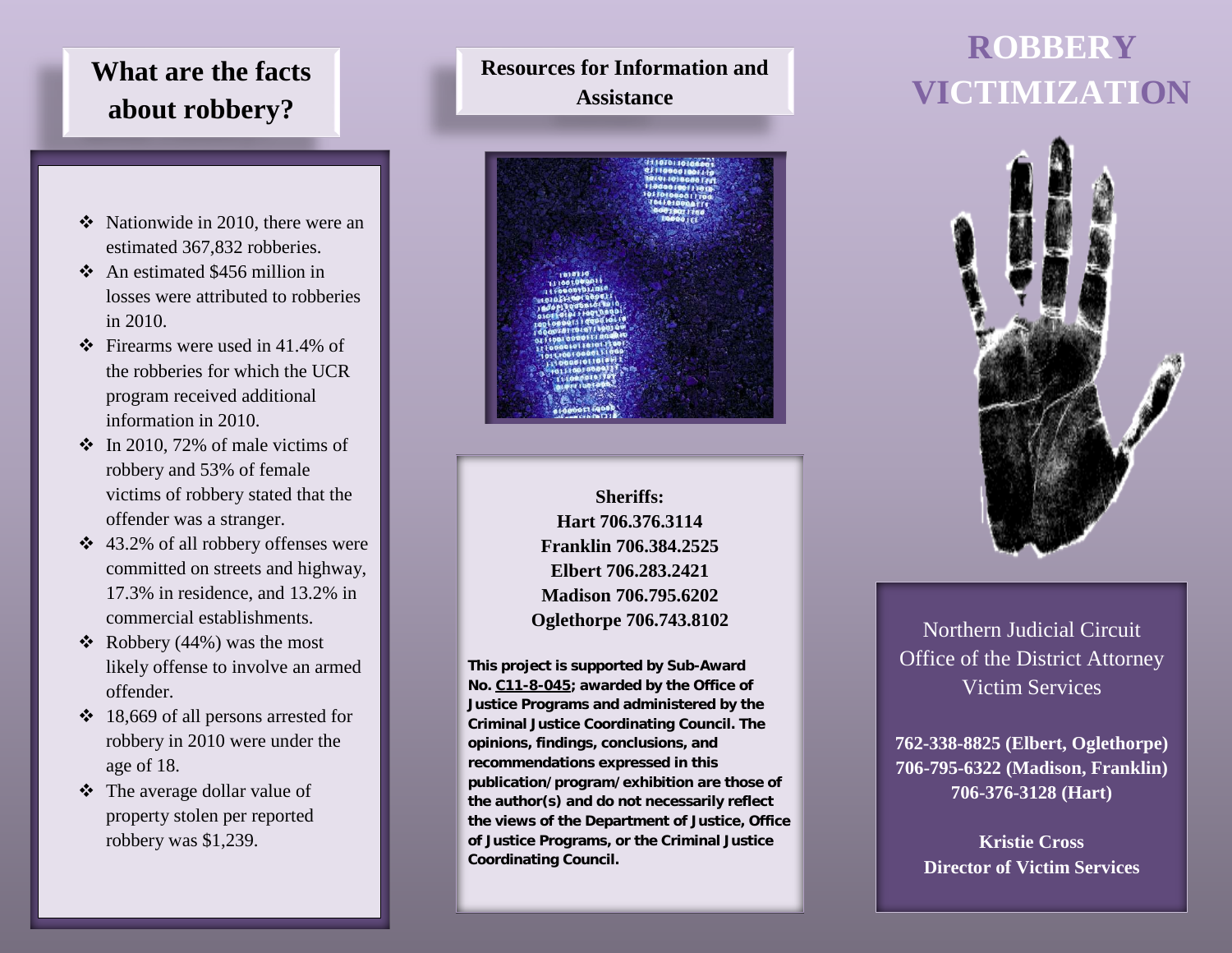# ROBBERY VICTIMIZATION

Northern Judicial Circuit
Office of the District Attorney
Victim Services

**762-338-8825 (Elbert, Oglethorpe)**
**706-795-6322 (Madison, Franklin)**
**706-376-3128 (Hart)**

**Kristie Cross**
**Director of Victim Services**

## What are the facts about robbery?

- Nationwide in 2010, there were an estimated 367,832 robberies.
- An estimated $456 million in losses were attributed to robberies in 2010.
- Firearms were used in 41.4% of the robberies for which the UCR program received additional information in 2010.
- In 2010, 72% of male victims of robbery and 53% of female victims of robbery stated that the offender was a stranger.
- 43.2% of all robbery offenses were committed on streets and highway, 17.3% in residence, and 13.2% in commercial establishments.
- Robbery (44%) was the most likely offense to involve an armed offender.
- 18,669 of all persons arrested for robbery in 2010 were under the age of 18.
- The average dollar value of property stolen per reported robbery was $1,239.

## Resources for Information and Assistance

**Sheriffs:**
**Hart 706.376.3114**
**Franklin 706.384.2525**
**Elbert 706.283.2421**
**Madison 706.795.6202**
**Oglethorpe 706.743.8102**

**This project is supported by Sub-Award No. C11-8-045; awarded by the Office of Justice Programs and administered by the Criminal Justice Coordinating Council. The opinions, findings, conclusions, and recommendations expressed in this publication/program/exhibition are those of the author(s) and do not necessarily reflect the views of the Department of Justice, Office of Justice Programs, or the Criminal Justice Coordinating Council.**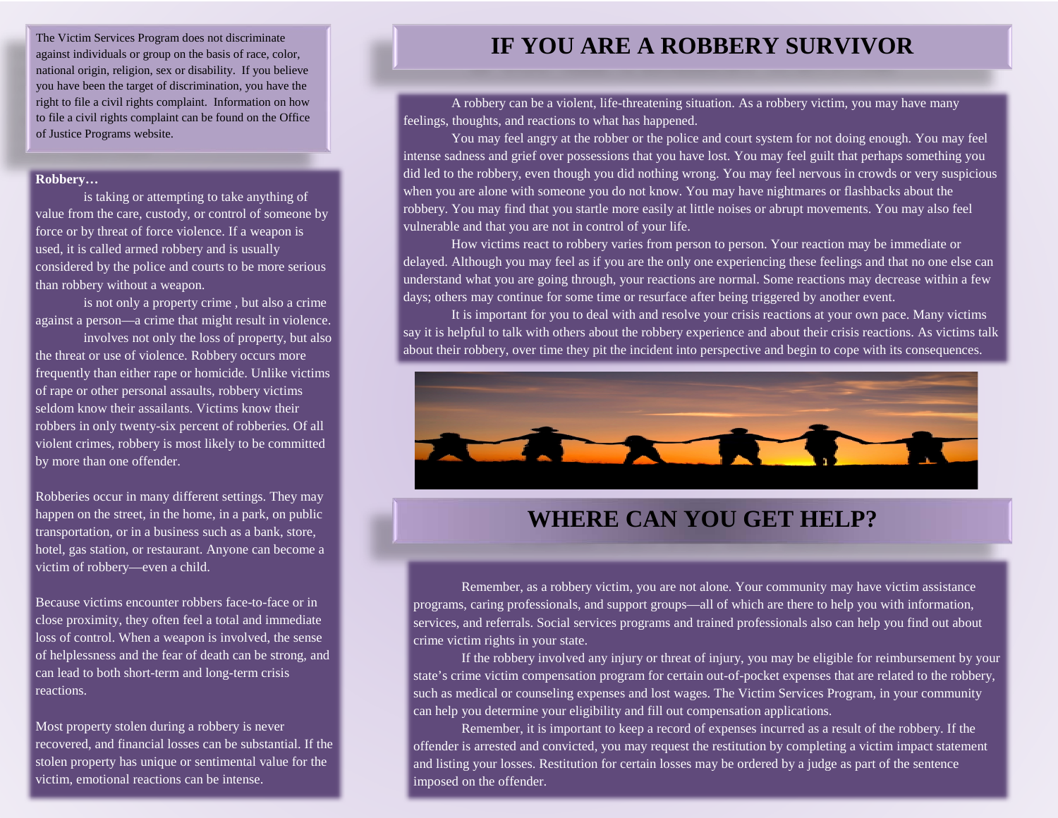The Victim Services Program does not discriminate against individuals or group on the basis of race, color, national origin, religion, sex or disability. If you believe you have been the target of discrimination, you have the right to file a civil rights complaint. Information on how to file a civil rights complaint can be found on the Office of Justice Programs website.

**Robbery…**

is taking or attempting to take anything of value from the care, custody, or control of someone by force or by threat of force violence. If a weapon is used, it is called armed robbery and is usually considered by the police and courts to be more serious than robbery without a weapon.

is not only a property crime , but also a crime against a person—a crime that might result in violence.

involves not only the loss of property, but also the threat or use of violence. Robbery occurs more frequently than either rape or homicide. Unlike victims of rape or other personal assaults, robbery victims seldom know their assailants. Victims know their robbers in only twenty-six percent of robberies. Of all violent crimes, robbery is most likely to be committed by more than one offender.

Robberies occur in many different settings. They may happen on the street, in the home, in a park, on public transportation, or in a business such as a bank, store, hotel, gas station, or restaurant. Anyone can become a victim of robbery—even a child.

Because victims encounter robbers face-to-face or in close proximity, they often feel a total and immediate loss of control. When a weapon is involved, the sense of helplessness and the fear of death can be strong, and can lead to both short-term and long-term crisis reactions.

Most property stolen during a robbery is never recovered, and financial losses can be substantial. If the stolen property has unique or sentimental value for the victim, emotional reactions can be intense.

# IF YOU ARE A ROBBERY SURVIVOR

A robbery can be a violent, life-threatening situation. As a robbery victim, you may have many feelings, thoughts, and reactions to what has happened.

You may feel angry at the robber or the police and court system for not doing enough. You may feel intense sadness and grief over possessions that you have lost. You may feel guilt that perhaps something you did led to the robbery, even though you did nothing wrong. You may feel nervous in crowds or very suspicious when you are alone with someone you do not know. You may have nightmares or flashbacks about the robbery. You may find that you startle more easily at little noises or abrupt movements. You may also feel vulnerable and that you are not in control of your life.

How victims react to robbery varies from person to person. Your reaction may be immediate or delayed. Although you may feel as if you are the only one experiencing these feelings and that no one else can understand what you are going through, your reactions are normal. Some reactions may decrease within a few days; others may continue for some time or resurface after being triggered by another event.

It is important for you to deal with and resolve your crisis reactions at your own pace. Many victims say it is helpful to talk with others about the robbery experience and about their crisis reactions. As victims talk about their robbery, over time they pit the incident into perspective and begin to cope with its consequences.

# WHERE CAN YOU GET HELP?

Remember, as a robbery victim, you are not alone. Your community may have victim assistance programs, caring professionals, and support groups—all of which are there to help you with information, services, and referrals. Social services programs and trained professionals also can help you find out about crime victim rights in your state.

If the robbery involved any injury or threat of injury, you may be eligible for reimbursement by your state's crime victim compensation program for certain out-of-pocket expenses that are related to the robbery, such as medical or counseling expenses and lost wages. The Victim Services Program, in your community can help you determine your eligibility and fill out compensation applications.

Remember, it is important to keep a record of expenses incurred as a result of the robbery. If the offender is arrested and convicted, you may request the restitution by completing a victim impact statement and listing your losses. Restitution for certain losses may be ordered by a judge as part of the sentence imposed on the offender.